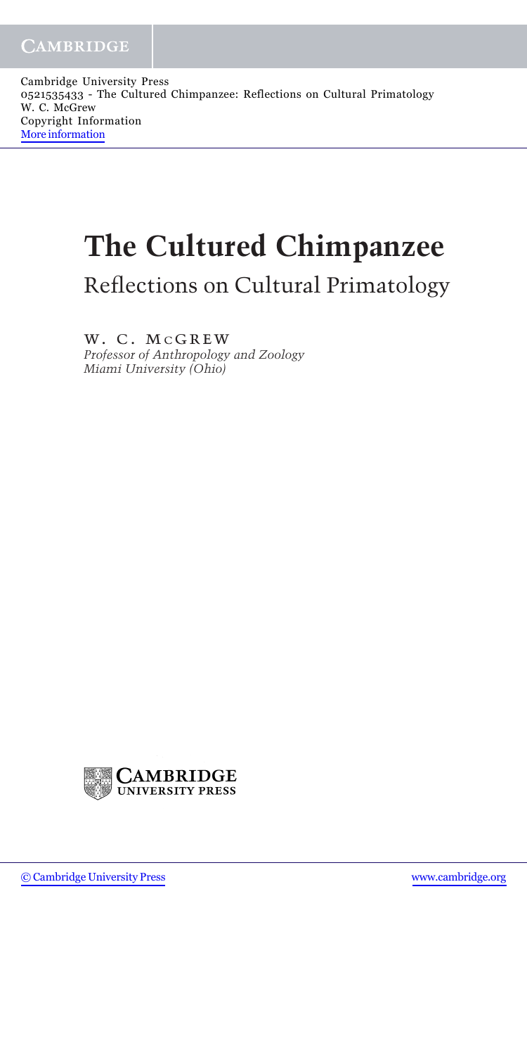Cambridge University Press
0521535433 - The Cultured Chimpanzee: Reflections on Cultural Primatology
W. C. McGrew
Copyright Information
More information

# The Cultured Chimpanzee

## Reflections on Cultural Primatology

W. C. McGrew

*Professor of Anthropology and Zoology*
*Miami University (Ohio)*

Cambridge University Press

© Cambridge University Press www.cambridge.org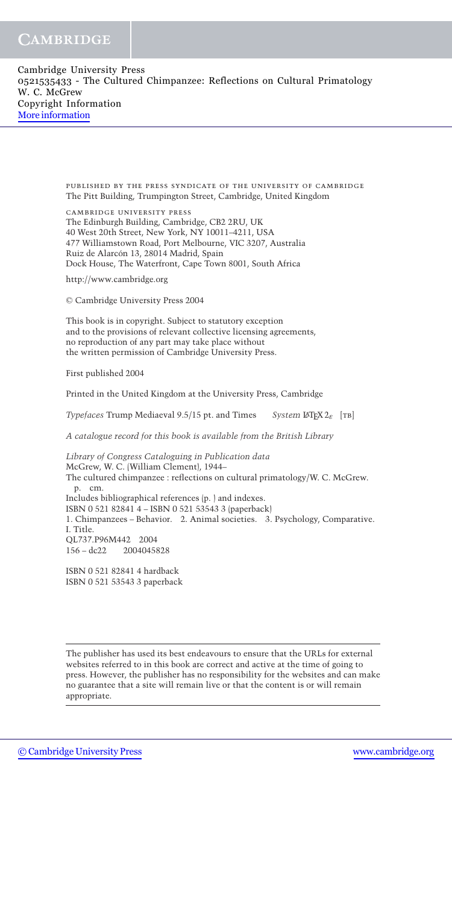Cambridge University Press
0521535433 - The Cultured Chimpanzee: Reflections on Cultural Primatology
W. C. McGrew
Copyright Information
More information

PUBLISHED BY THE PRESS SYNDICATE OF THE UNIVERSITY OF CAMBRIDGE
The Pitt Building, Trumpington Street, Cambridge, United Kingdom

CAMBRIDGE UNIVERSITY PRESS
The Edinburgh Building, Cambridge, CB2 2RU, UK
40 West 20th Street, New York, NY 10011–4211, USA
477 Williamstown Road, Port Melbourne, VIC 3207, Australia
Ruiz de Alarcón 13, 28014 Madrid, Spain
Dock House, The Waterfront, Cape Town 8001, South Africa

http://www.cambridge.org

© Cambridge University Press 2004

This book is in copyright. Subject to statutory exception
and to the provisions of relevant collective licensing agreements,
no reproduction of any part may take place without
the written permission of Cambridge University Press.

First published 2004

Printed in the United Kingdom at the University Press, Cambridge

*Typefaces* Trump Mediaeval 9.5/15 pt. and Times *System* $\LaTeX 2_\varepsilon$ [TB]

*A catalogue record for this book is available from the British Library*

*Library of Congress Cataloguing in Publication data*
McGrew, W. C. (William Clement), 1944–
The cultured chimpanzee : reflections on cultural primatology/W. C. McGrew.
p. cm.
Includes bibliographical references (p. ) and indexes.
ISBN 0 521 82841 4 – ISBN 0 521 53543 3 (paperback)
1. Chimpanzees – Behavior. 2. Animal societies. 3. Psychology, Comparative.
I. Title.
QL737.P96M442 2004
156 – dc22 2004045828

ISBN 0 521 82841 4 hardback
ISBN 0 521 53543 3 paperback

The publisher has used its best endeavours to ensure that the URLs for external websites referred to in this book are correct and active at the time of going to press. However, the publisher has no responsibility for the websites and can make no guarantee that a site will remain live or that the content is or will remain appropriate.

© Cambridge University Press www.cambridge.org